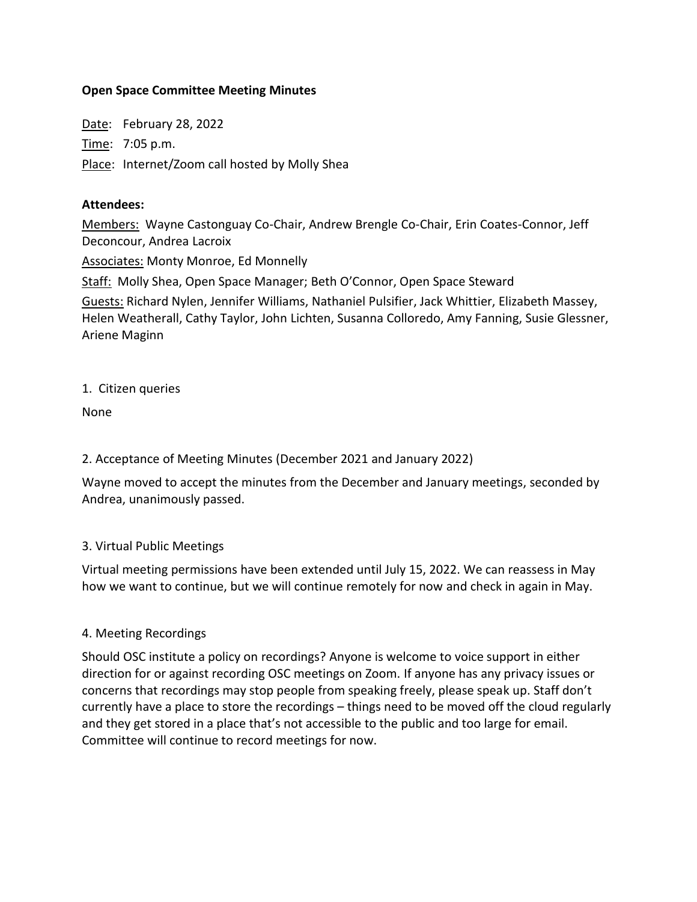**Open Space Committee Meeting Minutes**

Date: February 28, 2022

Time: 7:05 p.m.

Place: Internet/Zoom call hosted by Molly Shea

**Attendees:**

Members: Wayne Castonguay Co-Chair, Andrew Brengle Co-Chair, Erin Coates-Connor, Jeff Deconcour, Andrea Lacroix

Associates: Monty Monroe, Ed Monnelly

Staff: Molly Shea, Open Space Manager; Beth O'Connor, Open Space Steward

Guests: Richard Nylen, Jennifer Williams, Nathaniel Pulsifier, Jack Whittier, Elizabeth Massey, Helen Weatherall, Cathy Taylor, John Lichten, Susanna Colloredo, Amy Fanning, Susie Glessner, Ariene Maginn

1. Citizen queries

None

2. Acceptance of Meeting Minutes (December 2021 and January 2022)

Wayne moved to accept the minutes from the December and January meetings, seconded by Andrea, unanimously passed.

3. Virtual Public Meetings

Virtual meeting permissions have been extended until July 15, 2022. We can reassess in May how we want to continue, but we will continue remotely for now and check in again in May.

4. Meeting Recordings

Should OSC institute a policy on recordings? Anyone is welcome to voice support in either direction for or against recording OSC meetings on Zoom. If anyone has any privacy issues or concerns that recordings may stop people from speaking freely, please speak up. Staff don't currently have a place to store the recordings – things need to be moved off the cloud regularly and they get stored in a place that's not accessible to the public and too large for email. Committee will continue to record meetings for now.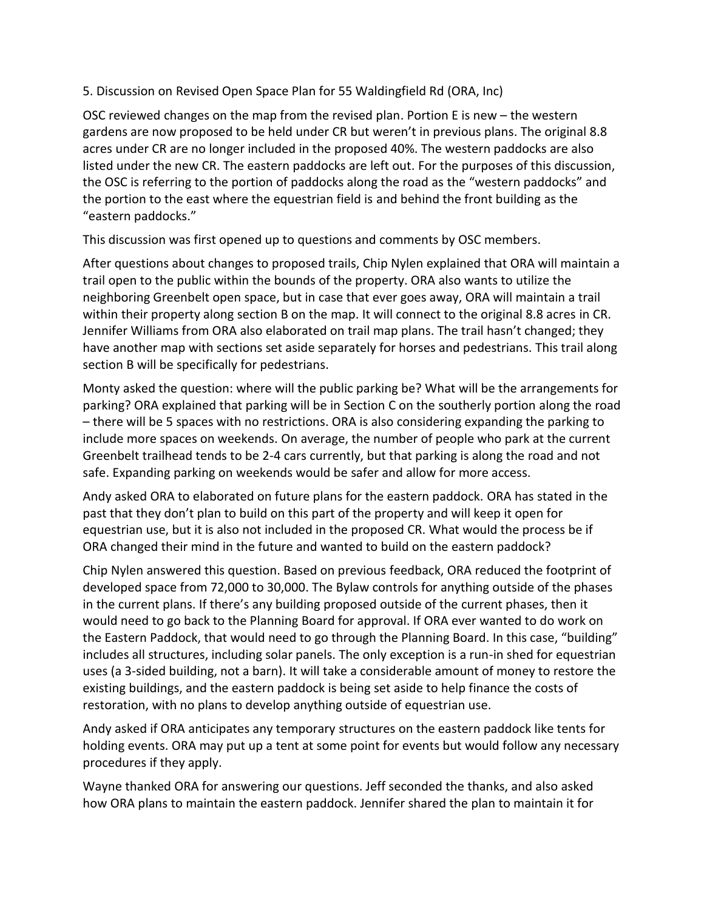5. Discussion on Revised Open Space Plan for 55 Waldingfield Rd (ORA, Inc)

OSC reviewed changes on the map from the revised plan. Portion E is new – the western gardens are now proposed to be held under CR but weren't in previous plans. The original 8.8 acres under CR are no longer included in the proposed 40%. The western paddocks are also listed under the new CR. The eastern paddocks are left out. For the purposes of this discussion, the OSC is referring to the portion of paddocks along the road as the "western paddocks" and the portion to the east where the equestrian field is and behind the front building as the "eastern paddocks."

This discussion was first opened up to questions and comments by OSC members.

After questions about changes to proposed trails, Chip Nylen explained that ORA will maintain a trail open to the public within the bounds of the property. ORA also wants to utilize the neighboring Greenbelt open space, but in case that ever goes away, ORA will maintain a trail within their property along section B on the map. It will connect to the original 8.8 acres in CR. Jennifer Williams from ORA also elaborated on trail map plans. The trail hasn't changed; they have another map with sections set aside separately for horses and pedestrians. This trail along section B will be specifically for pedestrians.

Monty asked the question: where will the public parking be? What will be the arrangements for parking? ORA explained that parking will be in Section C on the southerly portion along the road – there will be 5 spaces with no restrictions. ORA is also considering expanding the parking to include more spaces on weekends. On average, the number of people who park at the current Greenbelt trailhead tends to be 2-4 cars currently, but that parking is along the road and not safe. Expanding parking on weekends would be safer and allow for more access.

Andy asked ORA to elaborated on future plans for the eastern paddock. ORA has stated in the past that they don't plan to build on this part of the property and will keep it open for equestrian use, but it is also not included in the proposed CR. What would the process be if ORA changed their mind in the future and wanted to build on the eastern paddock?

Chip Nylen answered this question. Based on previous feedback, ORA reduced the footprint of developed space from 72,000 to 30,000. The Bylaw controls for anything outside of the phases in the current plans. If there's any building proposed outside of the current phases, then it would need to go back to the Planning Board for approval. If ORA ever wanted to do work on the Eastern Paddock, that would need to go through the Planning Board. In this case, "building" includes all structures, including solar panels. The only exception is a run-in shed for equestrian uses (a 3-sided building, not a barn). It will take a considerable amount of money to restore the existing buildings, and the eastern paddock is being set aside to help finance the costs of restoration, with no plans to develop anything outside of equestrian use.

Andy asked if ORA anticipates any temporary structures on the eastern paddock like tents for holding events. ORA may put up a tent at some point for events but would follow any necessary procedures if they apply.

Wayne thanked ORA for answering our questions. Jeff seconded the thanks, and also asked how ORA plans to maintain the eastern paddock. Jennifer shared the plan to maintain it for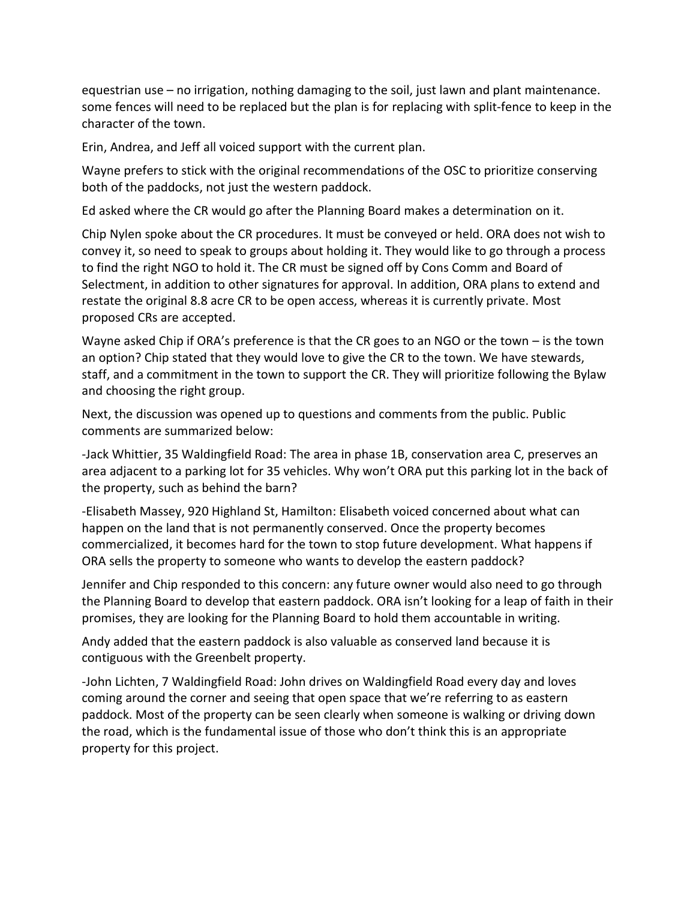equestrian use – no irrigation, nothing damaging to the soil, just lawn and plant maintenance. some fences will need to be replaced but the plan is for replacing with split-fence to keep in the character of the town.

Erin, Andrea, and Jeff all voiced support with the current plan.

Wayne prefers to stick with the original recommendations of the OSC to prioritize conserving both of the paddocks, not just the western paddock.

Ed asked where the CR would go after the Planning Board makes a determination on it.

Chip Nylen spoke about the CR procedures. It must be conveyed or held. ORA does not wish to convey it, so need to speak to groups about holding it. They would like to go through a process to find the right NGO to hold it. The CR must be signed off by Cons Comm and Board of Selectment, in addition to other signatures for approval. In addition, ORA plans to extend and restate the original 8.8 acre CR to be open access, whereas it is currently private. Most proposed CRs are accepted.

Wayne asked Chip if ORA's preference is that the CR goes to an NGO or the town – is the town an option? Chip stated that they would love to give the CR to the town. We have stewards, staff, and a commitment in the town to support the CR. They will prioritize following the Bylaw and choosing the right group.

Next, the discussion was opened up to questions and comments from the public. Public comments are summarized below:

-Jack Whittier, 35 Waldingfield Road: The area in phase 1B, conservation area C, preserves an area adjacent to a parking lot for 35 vehicles. Why won't ORA put this parking lot in the back of the property, such as behind the barn?

-Elisabeth Massey, 920 Highland St, Hamilton: Elisabeth voiced concerned about what can happen on the land that is not permanently conserved. Once the property becomes commercialized, it becomes hard for the town to stop future development. What happens if ORA sells the property to someone who wants to develop the eastern paddock?

Jennifer and Chip responded to this concern: any future owner would also need to go through the Planning Board to develop that eastern paddock. ORA isn't looking for a leap of faith in their promises, they are looking for the Planning Board to hold them accountable in writing.

Andy added that the eastern paddock is also valuable as conserved land because it is contiguous with the Greenbelt property.

-John Lichten, 7 Waldingfield Road: John drives on Waldingfield Road every day and loves coming around the corner and seeing that open space that we're referring to as eastern paddock. Most of the property can be seen clearly when someone is walking or driving down the road, which is the fundamental issue of those who don't think this is an appropriate property for this project.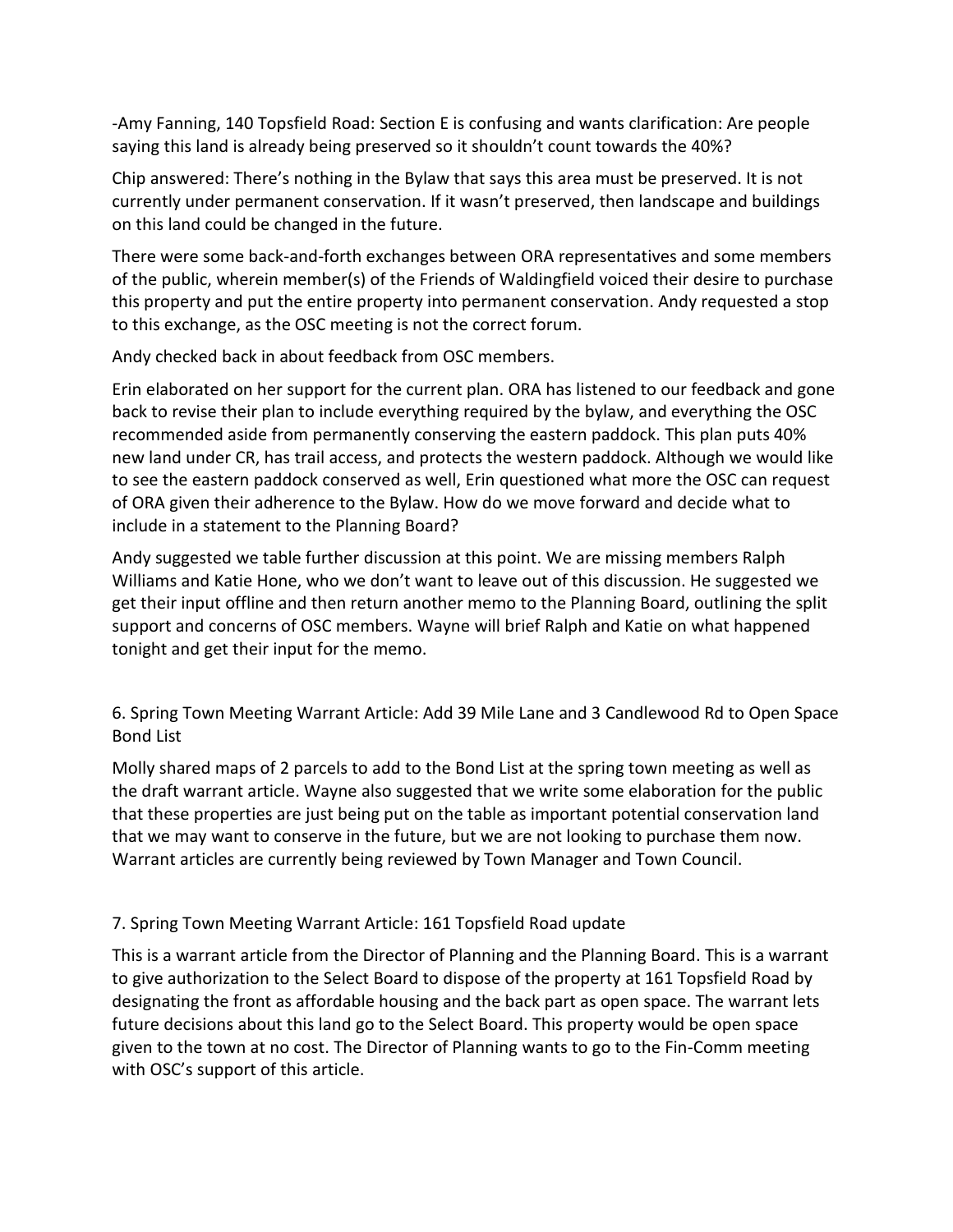-Amy Fanning, 140 Topsfield Road: Section E is confusing and wants clarification: Are people saying this land is already being preserved so it shouldn't count towards the 40%?

Chip answered: There's nothing in the Bylaw that says this area must be preserved. It is not currently under permanent conservation. If it wasn't preserved, then landscape and buildings on this land could be changed in the future.

There were some back-and-forth exchanges between ORA representatives and some members of the public, wherein member(s) of the Friends of Waldingfield voiced their desire to purchase this property and put the entire property into permanent conservation. Andy requested a stop to this exchange, as the OSC meeting is not the correct forum.

Andy checked back in about feedback from OSC members.

Erin elaborated on her support for the current plan. ORA has listened to our feedback and gone back to revise their plan to include everything required by the bylaw, and everything the OSC recommended aside from permanently conserving the eastern paddock. This plan puts 40% new land under CR, has trail access, and protects the western paddock. Although we would like to see the eastern paddock conserved as well, Erin questioned what more the OSC can request of ORA given their adherence to the Bylaw. How do we move forward and decide what to include in a statement to the Planning Board?

Andy suggested we table further discussion at this point. We are missing members Ralph Williams and Katie Hone, who we don't want to leave out of this discussion. He suggested we get their input offline and then return another memo to the Planning Board, outlining the split support and concerns of OSC members. Wayne will brief Ralph and Katie on what happened tonight and get their input for the memo.

6. Spring Town Meeting Warrant Article: Add 39 Mile Lane and 3 Candlewood Rd to Open Space Bond List

Molly shared maps of 2 parcels to add to the Bond List at the spring town meeting as well as the draft warrant article. Wayne also suggested that we write some elaboration for the public that these properties are just being put on the table as important potential conservation land that we may want to conserve in the future, but we are not looking to purchase them now. Warrant articles are currently being reviewed by Town Manager and Town Council.

7. Spring Town Meeting Warrant Article: 161 Topsfield Road update

This is a warrant article from the Director of Planning and the Planning Board. This is a warrant to give authorization to the Select Board to dispose of the property at 161 Topsfield Road by designating the front as affordable housing and the back part as open space. The warrant lets future decisions about this land go to the Select Board. This property would be open space given to the town at no cost. The Director of Planning wants to go to the Fin-Comm meeting with OSC's support of this article.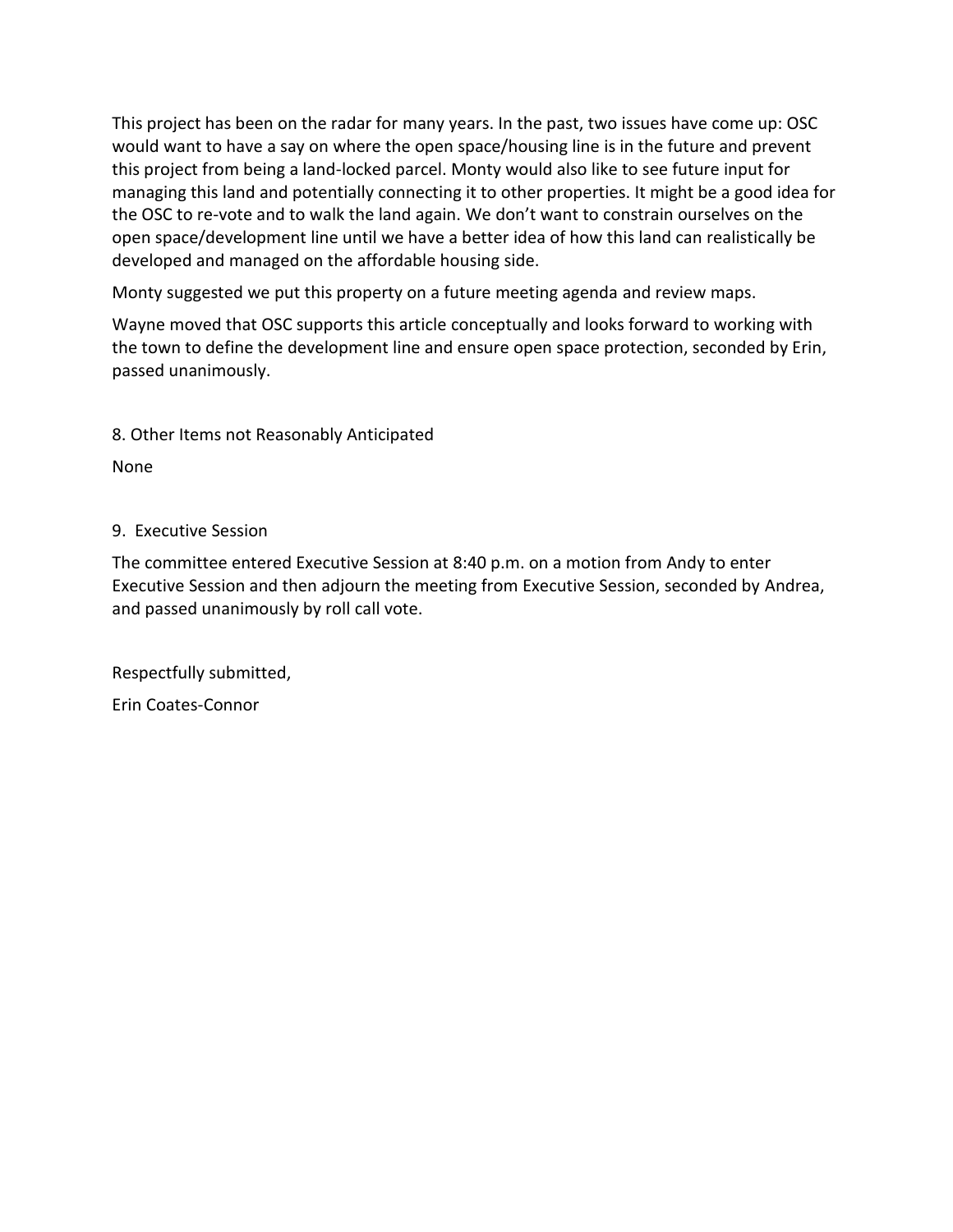This project has been on the radar for many years. In the past, two issues have come up: OSC would want to have a say on where the open space/housing line is in the future and prevent this project from being a land-locked parcel. Monty would also like to see future input for managing this land and potentially connecting it to other properties. It might be a good idea for the OSC to re-vote and to walk the land again. We don't want to constrain ourselves on the open space/development line until we have a better idea of how this land can realistically be developed and managed on the affordable housing side.

Monty suggested we put this property on a future meeting agenda and review maps.

Wayne moved that OSC supports this article conceptually and looks forward to working with the town to define the development line and ensure open space protection, seconded by Erin, passed unanimously.

8. Other Items not Reasonably Anticipated

None

9. Executive Session

The committee entered Executive Session at 8:40 p.m. on a motion from Andy to enter Executive Session and then adjourn the meeting from Executive Session, seconded by Andrea, and passed unanimously by roll call vote.

Respectfully submitted,

Erin Coates-Connor